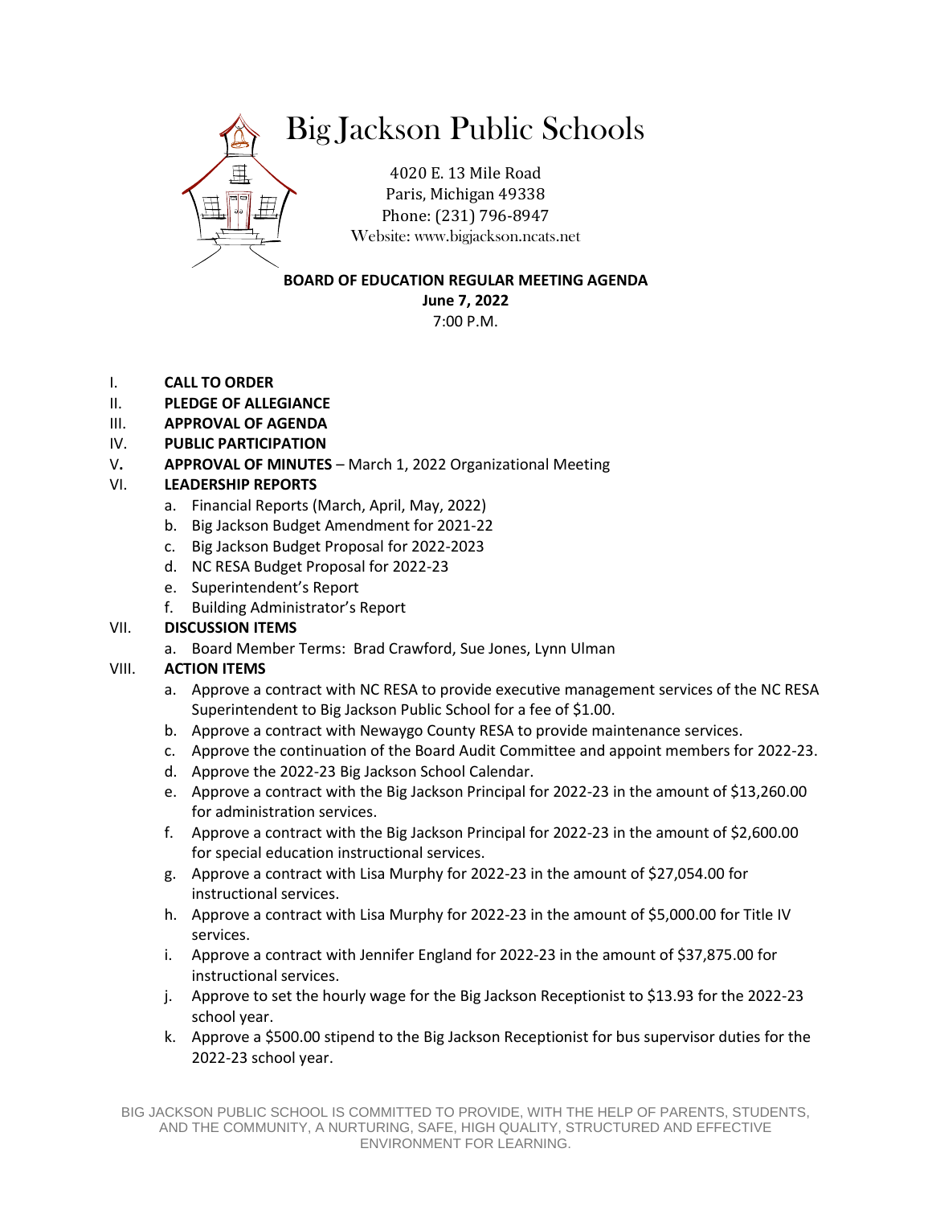# Big Jackson Public Schools

4020 E. 13 Mile Road
Paris, Michigan 49338
Phone: (231) 796-8947
Website: www.bigjackson.ncats.net

**BOARD OF EDUCATION REGULAR MEETING AGENDA**
**June 7, 2022**
7:00 P.M.

I. **CALL TO ORDER**

II. **PLEDGE OF ALLEGIANCE**

III. **APPROVAL OF AGENDA**

IV. **PUBLIC PARTICIPATION**

V. **APPROVAL OF MINUTES** – March 1, 2022 Organizational Meeting

VI. **LEADERSHIP REPORTS**
  a. Financial Reports (March, April, May, 2022)
  b. Big Jackson Budget Amendment for 2021-22
  c. Big Jackson Budget Proposal for 2022-2023
  d. NC RESA Budget Proposal for 2022-23
  e. Superintendent's Report
  f. Building Administrator's Report

VII. **DISCUSSION ITEMS**
  a. Board Member Terms: Brad Crawford, Sue Jones, Lynn Ulman

VIII. **ACTION ITEMS**
  a. Approve a contract with NC RESA to provide executive management services of the NC RESA Superintendent to Big Jackson Public School for a fee of $1.00.
  b. Approve a contract with Newaygo County RESA to provide maintenance services.
  c. Approve the continuation of the Board Audit Committee and appoint members for 2022-23.
  d. Approve the 2022-23 Big Jackson School Calendar.
  e. Approve a contract with the Big Jackson Principal for 2022-23 in the amount of $13,260.00 for administration services.
  f. Approve a contract with the Big Jackson Principal for 2022-23 in the amount of $2,600.00 for special education instructional services.
  g. Approve a contract with Lisa Murphy for 2022-23 in the amount of $27,054.00 for instructional services.
  h. Approve a contract with Lisa Murphy for 2022-23 in the amount of $5,000.00 for Title IV services.
  i. Approve a contract with Jennifer England for 2022-23 in the amount of $37,875.00 for instructional services.
  j. Approve to set the hourly wage for the Big Jackson Receptionist to $13.93 for the 2022-23 school year.
  k. Approve a $500.00 stipend to the Big Jackson Receptionist for bus supervisor duties for the 2022-23 school year.

BIG JACKSON PUBLIC SCHOOL IS COMMITTED TO PROVIDE, WITH THE HELP OF PARENTS, STUDENTS, AND THE COMMUNITY, A NURTURING, SAFE, HIGH QUALITY, STRUCTURED AND EFFECTIVE ENVIRONMENT FOR LEARNING.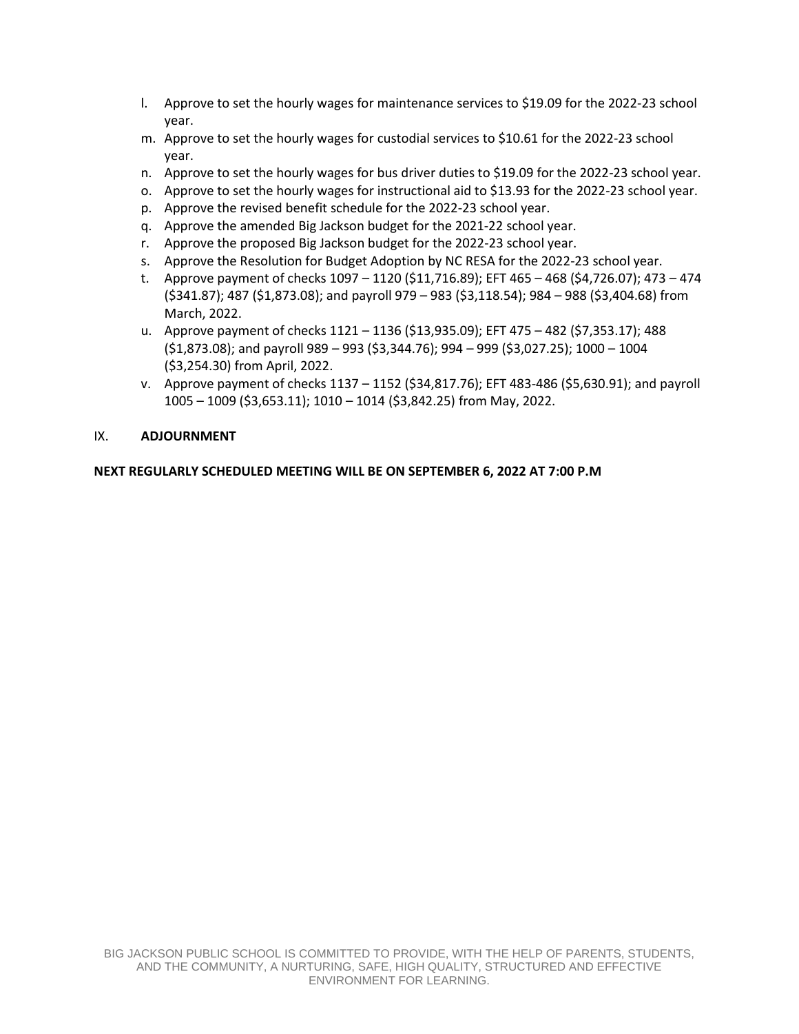l. Approve to set the hourly wages for maintenance services to $19.09 for the 2022-23 school year.
m. Approve to set the hourly wages for custodial services to $10.61 for the 2022-23 school year.
n. Approve to set the hourly wages for bus driver duties to $19.09 for the 2022-23 school year.
o. Approve to set the hourly wages for instructional aid to $13.93 for the 2022-23 school year.
p. Approve the revised benefit schedule for the 2022-23 school year.
q. Approve the amended Big Jackson budget for the 2021-22 school year.
r. Approve the proposed Big Jackson budget for the 2022-23 school year.
s. Approve the Resolution for Budget Adoption by NC RESA for the 2022-23 school year.
t. Approve payment of checks 1097 – 1120 ($11,716.89); EFT 465 – 468 ($4,726.07); 473 – 474 ($341.87); 487 ($1,873.08); and payroll 979 – 983 ($3,118.54); 984 – 988 ($3,404.68) from March, 2022.
u. Approve payment of checks 1121 – 1136 ($13,935.09); EFT 475 – 482 ($7,353.17); 488 ($1,873.08); and payroll 989 – 993 ($3,344.76); 994 – 999 ($3,027.25); 1000 – 1004 ($3,254.30) from April, 2022.
v. Approve payment of checks 1137 – 1152 ($34,817.76); EFT 483-486 ($5,630.91); and payroll 1005 – 1009 ($3,653.11); 1010 – 1014 ($3,842.25) from May, 2022.

IX. **ADJOURNMENT**

**NEXT REGULARLY SCHEDULED MEETING WILL BE ON SEPTEMBER 6, 2022 AT 7:00 P.M**

BIG JACKSON PUBLIC SCHOOL IS COMMITTED TO PROVIDE, WITH THE HELP OF PARENTS, STUDENTS, AND THE COMMUNITY, A NURTURING, SAFE, HIGH QUALITY, STRUCTURED AND EFFECTIVE ENVIRONMENT FOR LEARNING.